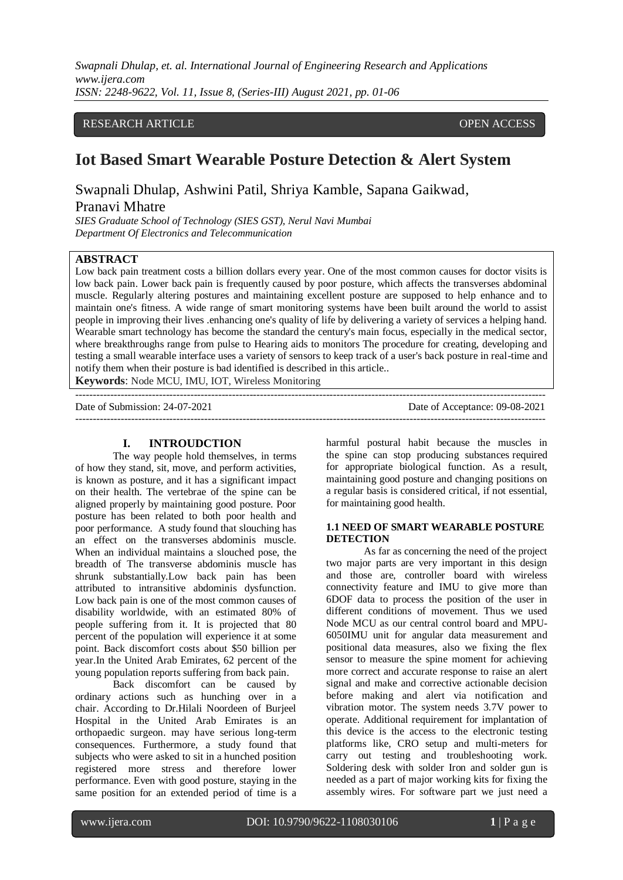RESEARCH ARTICLE OPEN ACCESS

# Iot Based Smart Wearable Posture Detection & Alert System

Swapnali Dhulap, Ashwini Patil, Shriya Kamble, Sapana Gaikwad, Pranavi Mhatre

*SIES Graduate School of Technology (SIES GST), Nerul Navi Mumbai*
*Department Of Electronics and Telecommunication*

## ABSTRACT

Low back pain treatment costs a billion dollars every year. One of the most common causes for doctor visits is low back pain. Lower back pain is frequently caused by poor posture, which affects the transverses abdominal muscle. Regularly altering postures and maintaining excellent posture are supposed to help enhance and to maintain one's fitness. A wide range of smart monitoring systems have been built around the world to assist people in improving their lives .enhancing one's quality of life by delivering a variety of services a helping hand. Wearable smart technology has become the standard the century's main focus, especially in the medical sector, where breakthroughs range from pulse to Hearing aids to monitors The procedure for creating, developing and testing a small wearable interface uses a variety of sensors to keep track of a user's back posture in real-time and notify them when their posture is bad identified is described in this article..

**Keywords**: Node MCU, IMU, IOT, Wireless Monitoring

Date of Submission: 24-07-2021 Date of Acceptance: 09-08-2021

## I. INTROUDCTION

The way people hold themselves, in terms of how they stand, sit, move, and perform activities, is known as posture, and it has a significant impact on their health. The vertebrae of the spine can be aligned properly by maintaining good posture. Poor posture has been related to both poor health and poor performance. A study found that slouching has an effect on the transverses abdominis muscle. When an individual maintains a slouched pose, the breadth of The transverse abdominis muscle has shrunk substantially.Low back pain has been attributed to intransitive abdominis dysfunction. Low back pain is one of the most common causes of disability worldwide, with an estimated 80% of people suffering from it. It is projected that 80 percent of the population will experience it at some point. Back discomfort costs about \$50 billion per year.In the United Arab Emirates, 62 percent of the young population reports suffering from back pain.

Back discomfort can be caused by ordinary actions such as hunching over in a chair. According to Dr.Hilali Noordeen of Burjeel Hospital in the United Arab Emirates is an orthopaedic surgeon. may have serious long-term consequences. Furthermore, a study found that subjects who were asked to sit in a hunched position registered more stress and therefore lower performance. Even with good posture, staying in the same position for an extended period of time is a harmful postural habit because the muscles in the spine can stop producing substances required for appropriate biological function. As a result, maintaining good posture and changing positions on a regular basis is considered critical, if not essential, for maintaining good health.

### 1.1 NEED OF SMART WEARABLE POSTURE DETECTION

As far as concerning the need of the project two major parts are very important in this design and those are, controller board with wireless connectivity feature and IMU to give more than 6DOF data to process the position of the user in different conditions of movement. Thus we used Node MCU as our central control board and MPU-6050IMU unit for angular data measurement and positional data measures, also we fixing the flex sensor to measure the spine moment for achieving more correct and accurate response to raise an alert signal and make and corrective actionable decision before making and alert via notification and vibration motor. The system needs 3.7V power to operate. Additional requirement for implantation of this device is the access to the electronic testing platforms like, CRO setup and multi-meters for carry out testing and troubleshooting work. Soldering desk with solder Iron and solder gun is needed as a part of major working kits for fixing the assembly wires. For software part we just need a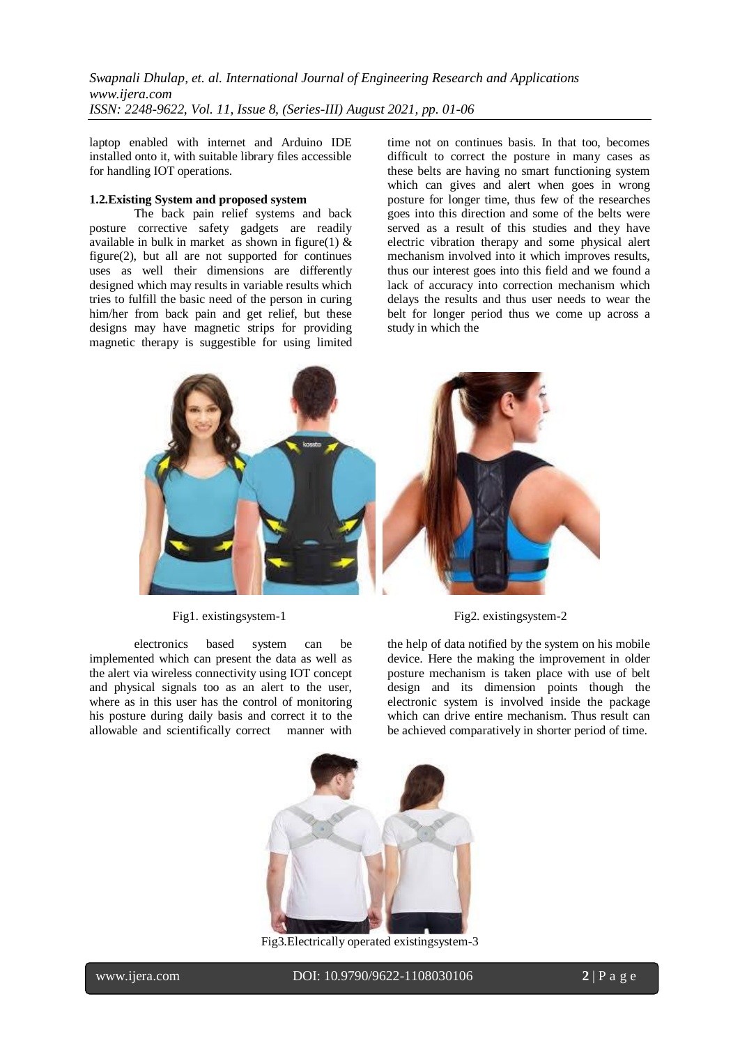laptop enabled with internet and Arduino IDE installed onto it, with suitable library files accessible for handling IOT operations.

**1.2.Existing System and proposed system**

The back pain relief systems and back posture corrective safety gadgets are readily available in bulk in market as shown in figure(1) & figure(2), but all are not supported for continues uses as well their dimensions are differently designed which may results in variable results which tries to fulfill the basic need of the person in curing him/her from back pain and get relief, but these designs may have magnetic strips for providing magnetic therapy is suggestible for using limited time not on continues basis. In that too, becomes difficult to correct the posture in many cases as these belts are having no smart functioning system which can gives and alert when goes in wrong posture for longer time, thus few of the researches goes into this direction and some of the belts were served as a result of this studies and they have electric vibration therapy and some physical alert mechanism involved into it which improves results, thus our interest goes into this field and we found a lack of accuracy into correction mechanism which delays the results and thus user needs to wear the belt for longer period thus we come up across a study in which the

Fig1. existingsystem-1

Fig2. existingsystem-2

electronics based system can be implemented which can present the data as well as the alert via wireless connectivity using IOT concept and physical signals too as an alert to the user, where as in this user has the control of monitoring his posture during daily basis and correct it to the allowable and scientifically correct manner with the help of data notified by the system on his mobile device. Here the making the improvement in older posture mechanism is taken place with use of belt design and its dimension points though the electronic system is involved inside the package which can drive entire mechanism. Thus result can be achieved comparatively in shorter period of time.

Fig3.Electrically operated existingsystem-3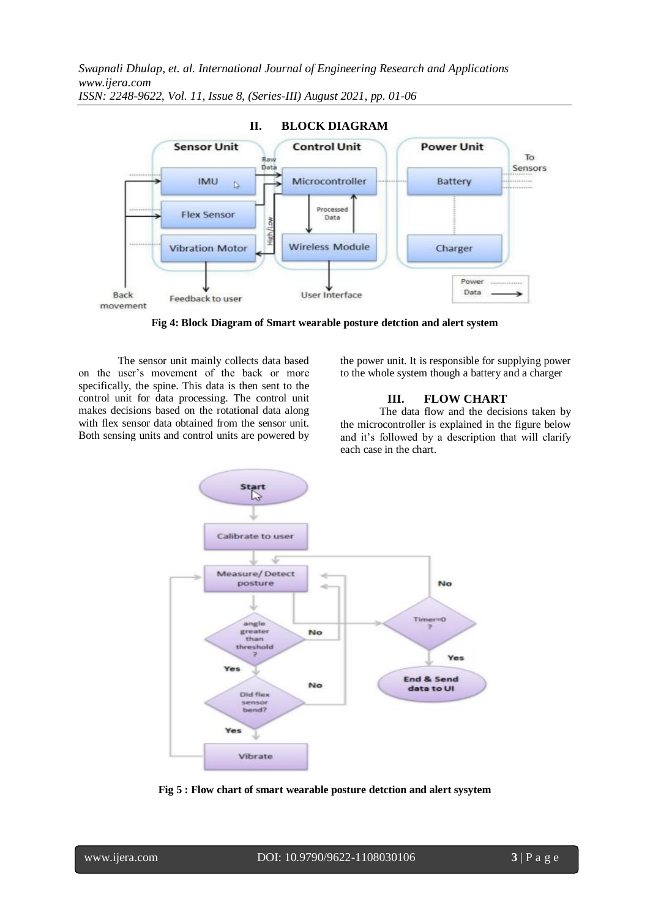## II. BLOCK DIAGRAM

Fig 4: Block Diagram of Smart wearable posture detction and alert system

The sensor unit mainly collects data based on the user's movement of the back or more specifically, the spine. This data is then sent to the control unit for data processing. The control unit makes decisions based on the rotational data along with flex sensor data obtained from the sensor unit. Both sensing units and control units are powered by the power unit. It is responsible for supplying power to the whole system though a battery and a charger

## III. FLOW CHART

The data flow and the decisions taken by the microcontroller is explained in the figure below and it's followed by a description that will clarify each case in the chart.

Fig 5 : Flow chart of smart wearable posture detction and alert sysytem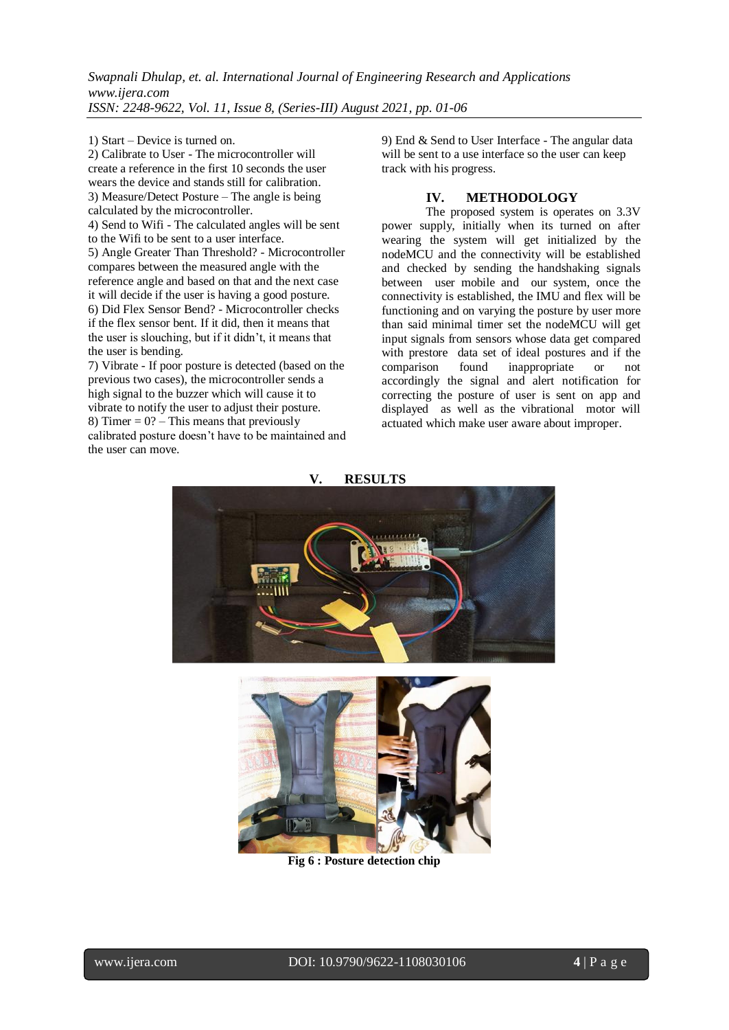1) Start – Device is turned on.
2) Calibrate to User - The microcontroller will create a reference in the first 10 seconds the user wears the device and stands still for calibration.
3) Measure/Detect Posture – The angle is being calculated by the microcontroller.
4) Send to Wifi - The calculated angles will be sent to the Wifi to be sent to a user interface.
5) Angle Greater Than Threshold? - Microcontroller compares between the measured angle with the reference angle and based on that and the next case it will decide if the user is having a good posture.
6) Did Flex Sensor Bend? - Microcontroller checks if the flex sensor bent. If it did, then it means that the user is slouching, but if it didn't, it means that the user is bending.
7) Vibrate - If poor posture is detected (based on the previous two cases), the microcontroller sends a high signal to the buzzer which will cause it to vibrate to notify the user to adjust their posture.
8) Timer = 0? – This means that previously calibrated posture doesn't have to be maintained and the user can move.
9) End & Send to User Interface - The angular data will be sent to a use interface so the user can keep track with his progress.

## IV. METHODOLOGY

The proposed system is operates on 3.3V power supply, initially when its turned on after wearing the system will get initialized by the nodeMCU and the connectivity will be established and checked by sending the handshaking signals between user mobile and our system, once the connectivity is established, the IMU and flex will be functioning and on varying the posture by user more than said minimal timer set the nodeMCU will get input signals from sensors whose data get compared with prestore data set of ideal postures and if the comparison found inappropriate or not accordingly the signal and alert notification for correcting the posture of user is sent on app and displayed as well as the vibrational motor will actuated which make user aware about improper.

## V. RESULTS

**Fig 6 : Posture detection chip**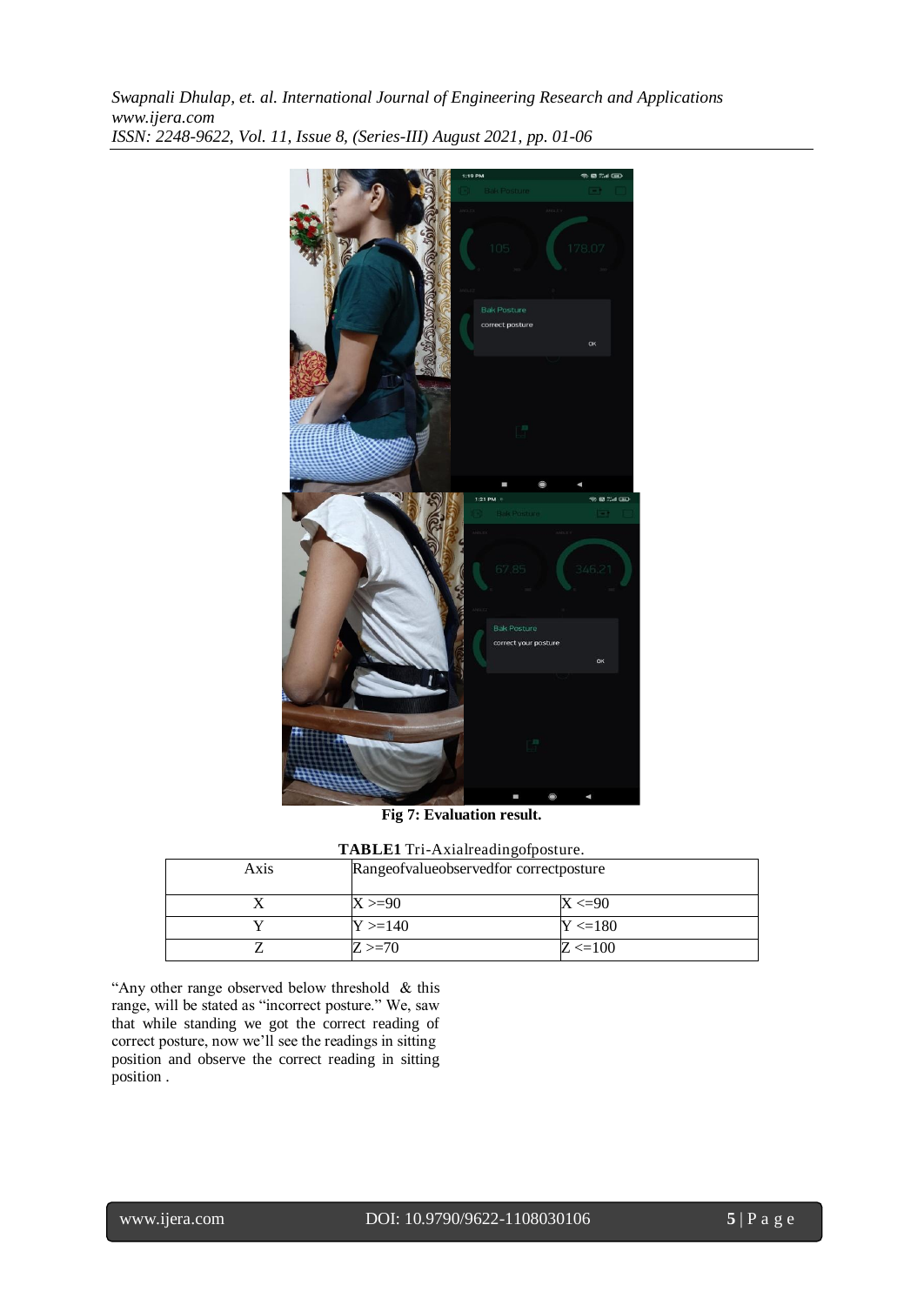**Fig 7: Evaluation result.**

**TABLE1** Tri-Axialreadingofposture.

| Axis | Rangeofvalueobservedfor correctposture | |
|---|---|---|
| X | X >=90 | X <=90 |
| Y | Y >=140 | Y <=180 |
| Z | Z >=70 | Z <=100 |

"Any other range observed below threshold & this range, will be stated as "incorrect posture." We, saw that while standing we got the correct reading of correct posture, now we'll see the readings in sitting position and observe the correct reading in sitting position .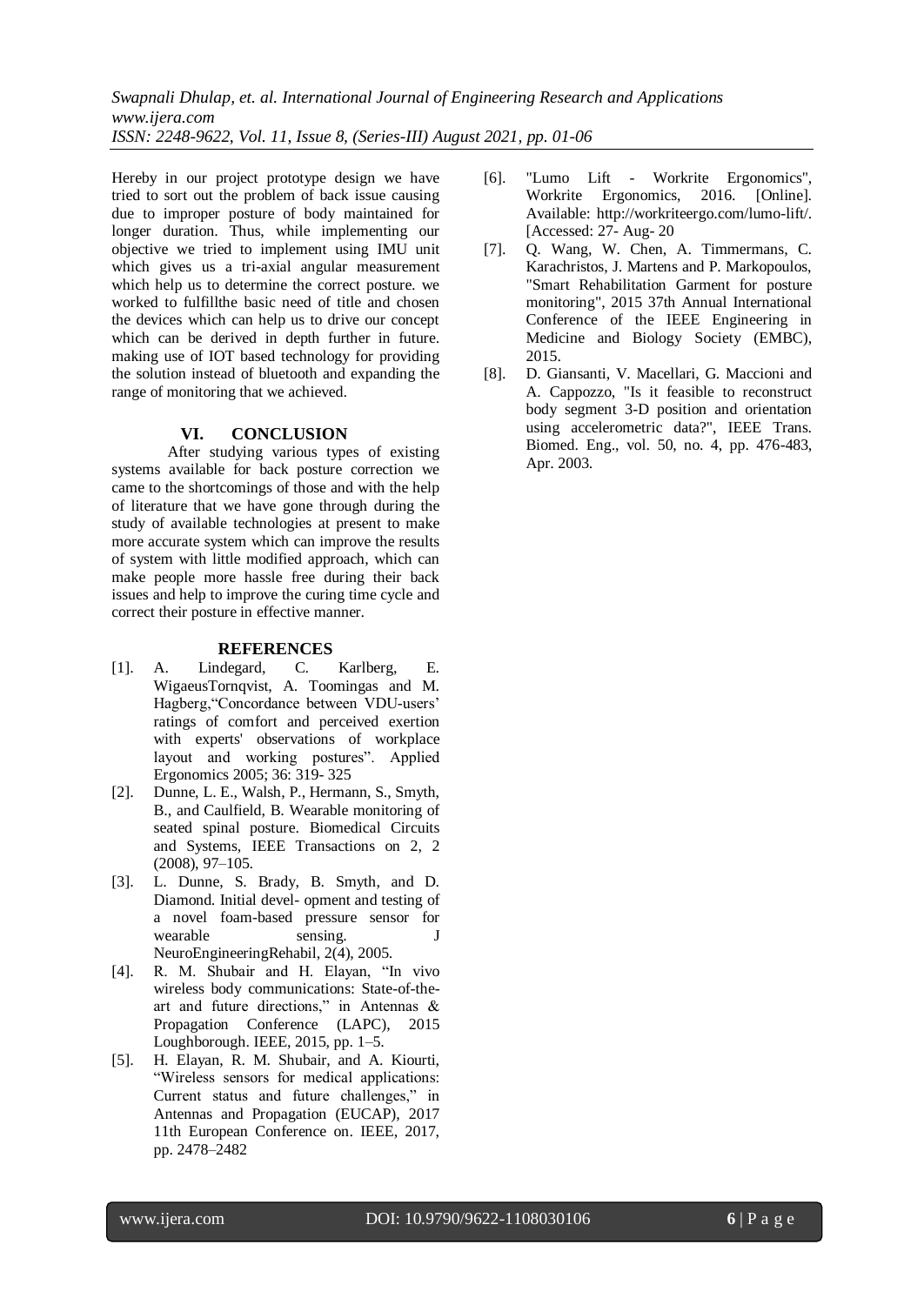Hereby in our project prototype design we have tried to sort out the problem of back issue causing due to improper posture of body maintained for longer duration. Thus, while implementing our objective we tried to implement using IMU unit which gives us a tri-axial angular measurement which help us to determine the correct posture. we worked to fulfillthe basic need of title and chosen the devices which can help us to drive our concept which can be derived in depth further in future. making use of IOT based technology for providing the solution instead of bluetooth and expanding the range of monitoring that we achieved.

## VI. CONCLUSION

After studying various types of existing systems available for back posture correction we came to the shortcomings of those and with the help of literature that we have gone through during the study of available technologies at present to make more accurate system which can improve the results of system with little modified approach, which can make people more hassle free during their back issues and help to improve the curing time cycle and correct their posture in effective manner.

## REFERENCES

[1]. A. Lindegard, C. Karlberg, E. WigaeusTornqvist, A. Toomingas and M. Hagberg,"Concordance between VDU-users' ratings of comfort and perceived exertion with experts' observations of workplace layout and working postures". Applied Ergonomics 2005; 36: 319- 325

[2]. Dunne, L. E., Walsh, P., Hermann, S., Smyth, B., and Caulfield, B. Wearable monitoring of seated spinal posture. Biomedical Circuits and Systems, IEEE Transactions on 2, 2 (2008), 97–105.

[3]. L. Dunne, S. Brady, B. Smyth, and D. Diamond. Initial devel- opment and testing of a novel foam-based pressure sensor for wearable sensing. J NeuroEngineeringRehabil, 2(4), 2005.

[4]. R. M. Shubair and H. Elayan, "In vivo wireless body communications: State-of-the-art and future directions," in Antennas & Propagation Conference (LAPC), 2015 Loughborough. IEEE, 2015, pp. 1–5.

[5]. H. Elayan, R. M. Shubair, and A. Kiourti, "Wireless sensors for medical applications: Current status and future challenges," in Antennas and Propagation (EUCAP), 2017 11th European Conference on. IEEE, 2017, pp. 2478–2482

[6]. "Lumo Lift - Workrite Ergonomics", Workrite Ergonomics, 2016. [Online]. Available: http://workriteergo.com/lumo-lift/. [Accessed: 27- Aug- 20

[7]. Q. Wang, W. Chen, A. Timmermans, C. Karachristos, J. Martens and P. Markopoulos, "Smart Rehabilitation Garment for posture monitoring", 2015 37th Annual International Conference of the IEEE Engineering in Medicine and Biology Society (EMBC), 2015.

[8]. D. Giansanti, V. Macellari, G. Maccioni and A. Cappozzo, "Is it feasible to reconstruct body segment 3-D position and orientation using accelerometric data?", IEEE Trans. Biomed. Eng., vol. 50, no. 4, pp. 476-483, Apr. 2003.